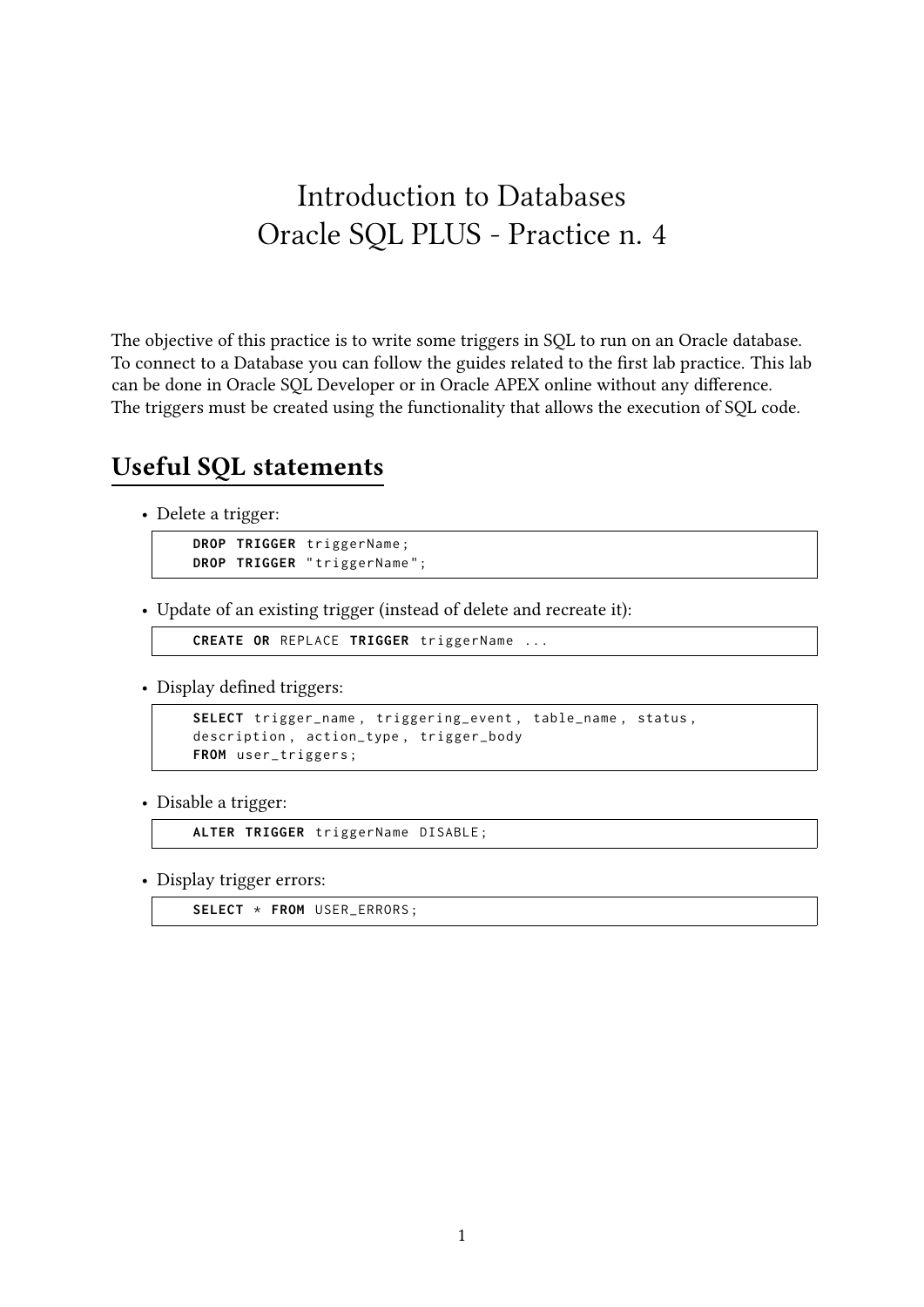# Introduction to Databases
# Oracle SQL PLUS - Practice n. 4

The objective of this practice is to write some triggers in SQL to run on an Oracle database. To connect to a Database you can follow the guides related to the first lab practice. This lab can be done in Oracle SQL Developer or in Oracle APEX online without any difference.
The triggers must be created using the functionality that allows the execution of SQL code.

## Useful SQL statements

- Delete a trigger:

```
DROP TRIGGER triggerName;
DROP TRIGGER "triggerName";
```

- Update of an existing trigger (instead of delete and recreate it):

```
CREATE OR REPLACE TRIGGER triggerName ...
```

- Display defined triggers:

```
SELECT trigger_name, triggering_event, table_name, status,
description, action_type, trigger_body
FROM user_triggers;
```

- Disable a trigger:

```
ALTER TRIGGER triggerName DISABLE;
```

- Display trigger errors:

```
SELECT * FROM USER_ERRORS;
```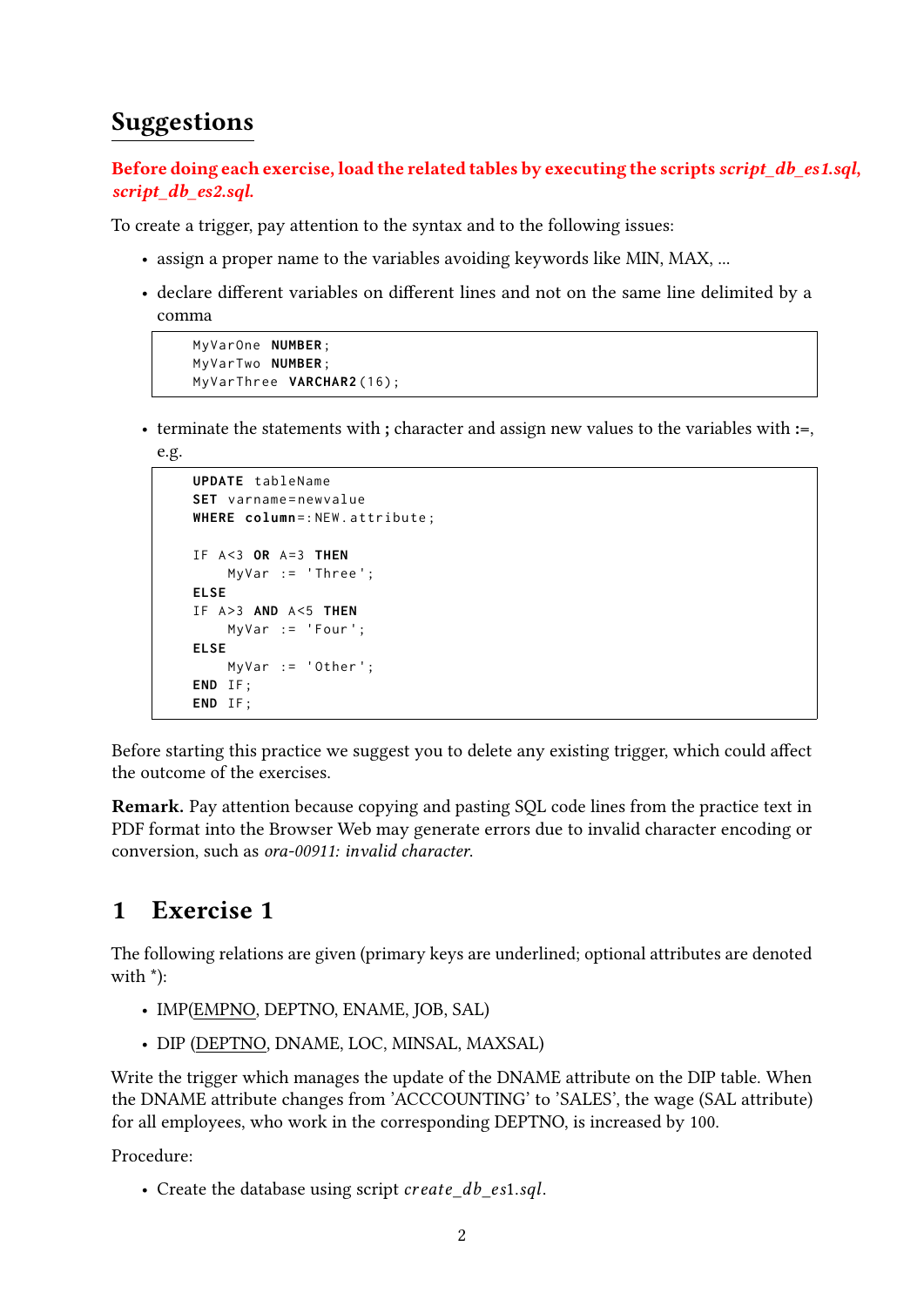## Suggestions

**Before doing each exercise, load the related tables by executing the scripts *script_db_es1.sql*, *script_db_es2.sql*.**

To create a trigger, pay attention to the syntax and to the following issues:

- assign a proper name to the variables avoiding keywords like MIN, MAX, ...
- declare different variables on different lines and not on the same line delimited by a comma

```
MyVarOne NUMBER;
MyVarTwo NUMBER;
MyVarThree VARCHAR2(16);
```

- terminate the statements with **;** character and assign new values to the variables with **:=**, e.g.

```
UPDATE tableName
SET varname=newvalue
WHERE column=:NEW.attribute;

IF A<3 OR A=3 THEN
    MyVar := 'Three';
ELSE
IF A>3 AND A<5 THEN
    MyVar := 'Four';
ELSE
    MyVar := 'Other';
END IF;
END IF;
```

Before starting this practice we suggest you to delete any existing trigger, which could affect the outcome of the exercises.

**Remark.** Pay attention because copying and pasting SQL code lines from the practice text in PDF format into the Browser Web may generate errors due to invalid character encoding or conversion, such as *ora-00911: invalid character*.

## 1 Exercise 1

The following relations are given (primary keys are underlined; optional attributes are denoted with *):

- IMP(<u>EMPNO</u>, DEPTNO, ENAME, JOB, SAL)
- DIP (<u>DEPTNO</u>, DNAME, LOC, MINSAL, MAXSAL)

Write the trigger which manages the update of the DNAME attribute on the DIP table. When the DNAME attribute changes from 'ACCCOUNTING' to 'SALES', the wage (SAL attribute) for all employees, who work in the corresponding DEPTNO, is increased by 100.

Procedure:

- Create the database using script *create_db_es1.sql*.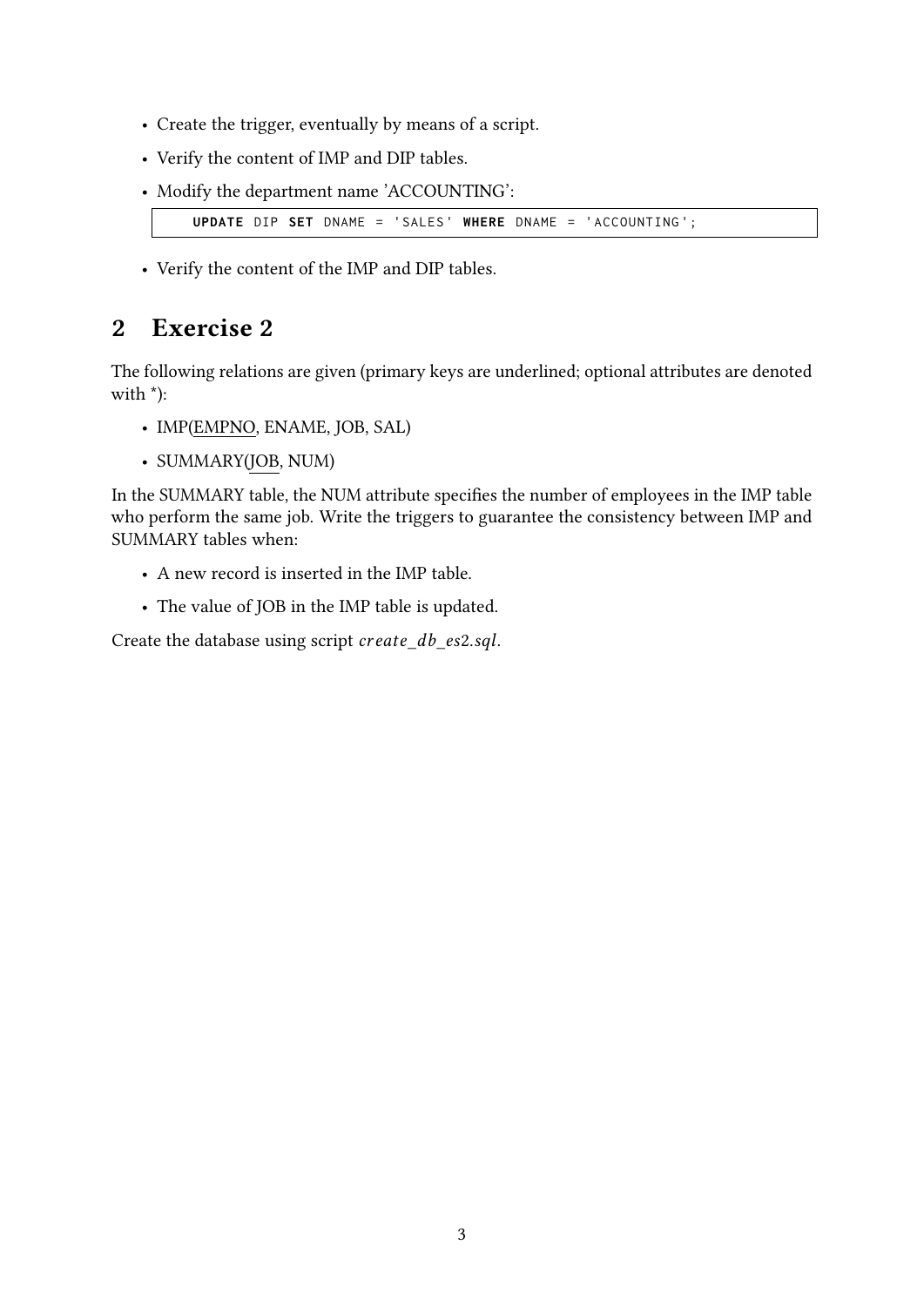- Create the trigger, eventually by means of a script.
- Verify the content of IMP and DIP tables.
- Modify the department name 'ACCOUNTING':

```
UPDATE DIP SET DNAME = 'SALES' WHERE DNAME = 'ACCOUNTING';
```

- Verify the content of the IMP and DIP tables.

## 2 Exercise 2

The following relations are given (primary keys are underlined; optional attributes are denoted with *):

- IMP(<u>EMPNO</u>, ENAME, JOB, SAL)
- SUMMARY(<u>JOB</u>, NUM)

In the SUMMARY table, the NUM attribute specifies the number of employees in the IMP table who perform the same job. Write the triggers to guarantee the consistency between IMP and SUMMARY tables when:

- A new record is inserted in the IMP table.
- The value of JOB in the IMP table is updated.

Create the database using script *create_db_es2.sql*.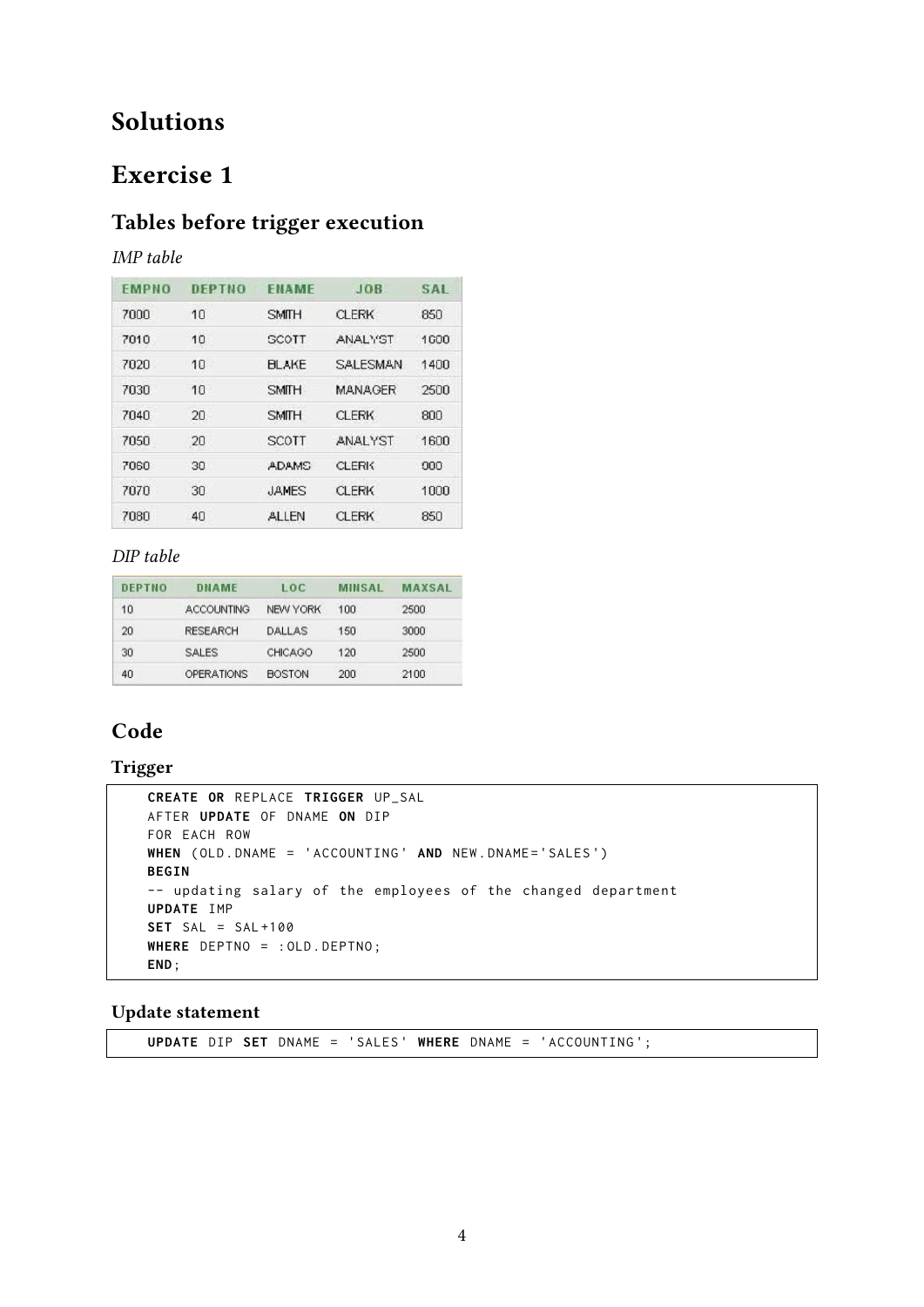# Solutions

# Exercise 1

## Tables before trigger execution

*IMP table*

| EMPNO | DEPTNO | ENAME | JOB | SAL |
|---|---|---|---|---|
| 7000 | 10 | SMITH | CLERK | 850 |
| 7010 | 10 | SCOTT | ANALYST | 1600 |
| 7020 | 10 | BLAKE | SALESMAN | 1400 |
| 7030 | 10 | SMITH | MANAGER | 2500 |
| 7040 | 20 | SMITH | CLERK | 800 |
| 7050 | 20 | SCOTT | ANALYST | 1600 |
| 7060 | 30 | ADAMS | CLERK | 900 |
| 7070 | 30 | JAMES | CLERK | 1000 |
| 7080 | 40 | ALLEN | CLERK | 850 |

*DIP table*

| DEPTNO | DNAME | LOC | MINSAL | MAXSAL |
|---|---|---|---|---|
| 10 | ACCOUNTING | NEW YORK | 100 | 2500 |
| 20 | RESEARCH | DALLAS | 150 | 3000 |
| 30 | SALES | CHICAGO | 120 | 2500 |
| 40 | OPERATIONS | BOSTON | 200 | 2100 |

## Code

### Trigger

```
CREATE OR REPLACE TRIGGER UP_SAL
AFTER UPDATE OF DNAME ON DIP
FOR EACH ROW
WHEN (OLD.DNAME = 'ACCOUNTING' AND NEW.DNAME='SALES')
BEGIN
-- updating salary of the employees of the changed department
UPDATE IMP
SET SAL = SAL+100
WHERE DEPTNO = :OLD.DEPTNO;
END;
```

### Update statement

```
UPDATE DIP SET DNAME = 'SALES' WHERE DNAME = 'ACCOUNTING';
```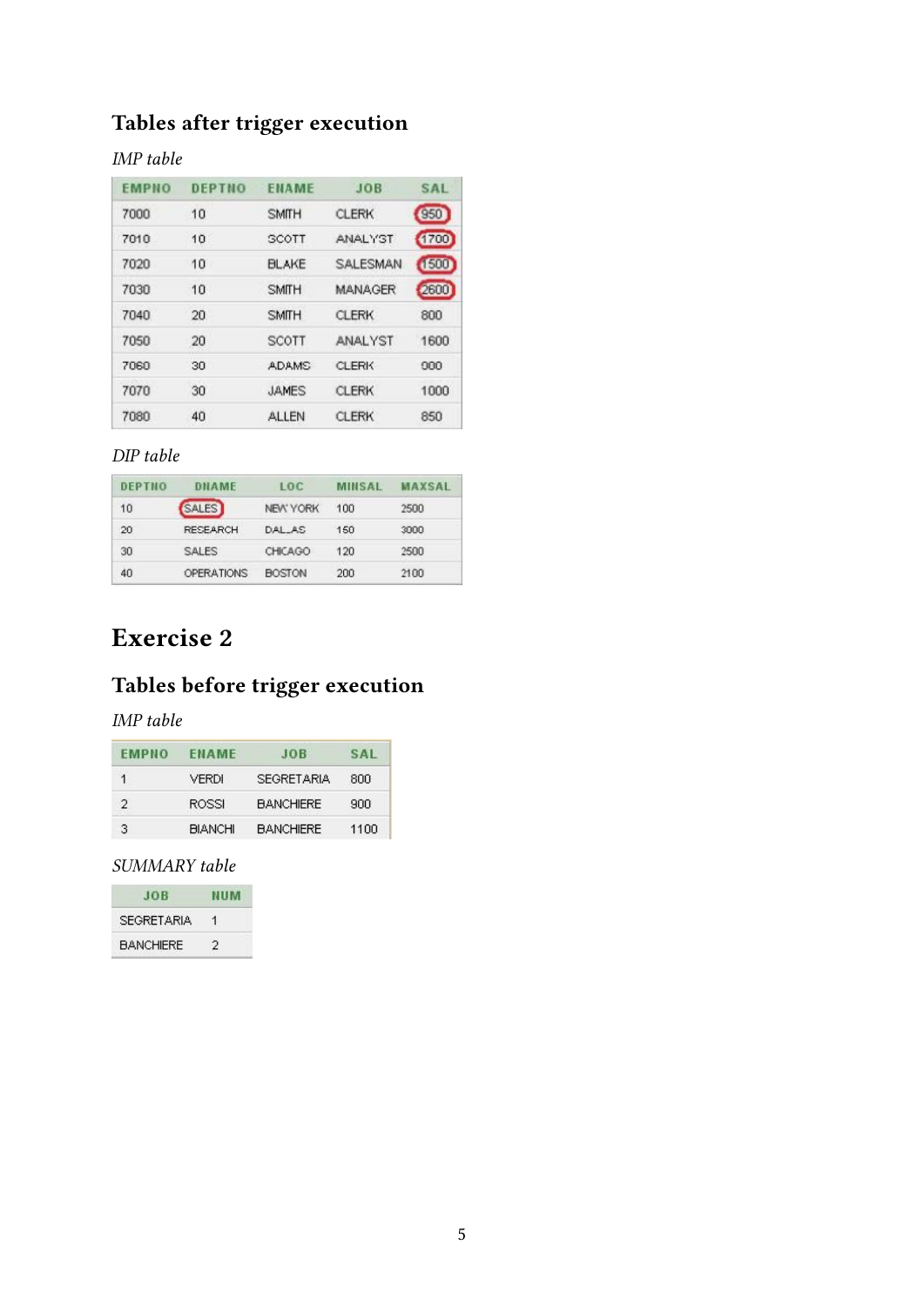### Tables after trigger execution

*IMP table*

| EMPNO | DEPTNO | ENAME | JOB | SAL |
|---|---|---|---|---|
| 7000 | 10 | SMITH | CLERK | 950 |
| 7010 | 10 | SCOTT | ANALYST | 1700 |
| 7020 | 10 | BLAKE | SALESMAN | 1500 |
| 7030 | 10 | SMITH | MANAGER | 2600 |
| 7040 | 20 | SMITH | CLERK | 800 |
| 7050 | 20 | SCOTT | ANALYST | 1600 |
| 7060 | 30 | ADAMS | CLERK | 900 |
| 7070 | 30 | JAMES | CLERK | 1000 |
| 7080 | 40 | ALLEN | CLERK | 850 |

*DIP table*

| DEPTNO | DNAME | LOC | MINSAL | MAXSAL |
|---|---|---|---|---|
| 10 | SALES | NEW YORK | 100 | 2500 |
| 20 | RESEARCH | DALLAS | 150 | 3000 |
| 30 | SALES | CHICAGO | 120 | 2500 |
| 40 | OPERATIONS | BOSTON | 200 | 2100 |

## Exercise 2

### Tables before trigger execution

*IMP table*

| EMPNO | ENAME | JOB | SAL |
|---|---|---|---|
| 1 | VERDI | SEGRETARIA | 800 |
| 2 | ROSSI | BANCHIERE | 900 |
| 3 | BIANCHI | BANCHIERE | 1100 |

*SUMMARY table*

| JOB | NUM |
|---|---|
| SEGRETARIA | 1 |
| BANCHIERE | 2 |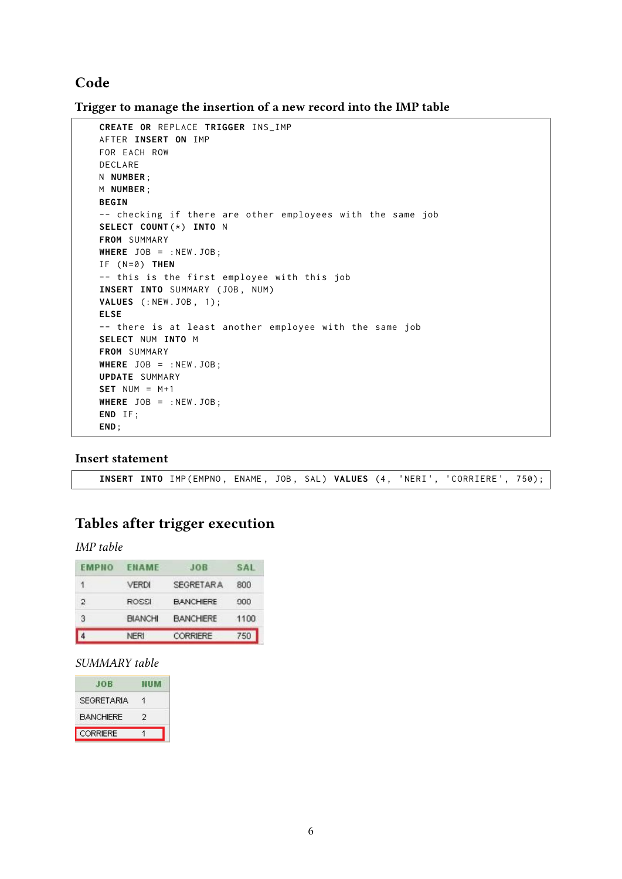## Code

### Trigger to manage the insertion of a new record into the IMP table

```
CREATE OR REPLACE TRIGGER INS_IMP
AFTER INSERT ON IMP
FOR EACH ROW
DECLARE
N NUMBER;
M NUMBER;
BEGIN
-- checking if there are other employees with the same job
SELECT COUNT(*) INTO N
FROM SUMMARY
WHERE JOB = :NEW.JOB;
IF (N=0) THEN
-- this is the first employee with this job
INSERT INTO SUMMARY (JOB, NUM)
VALUES (:NEW.JOB, 1);
ELSE
-- there is at least another employee with the same job
SELECT NUM INTO M
FROM SUMMARY
WHERE JOB = :NEW.JOB;
UPDATE SUMMARY
SET NUM = M+1
WHERE JOB = :NEW.JOB;
END IF;
END;
```

### Insert statement

```
INSERT INTO IMP(EMPNO, ENAME, JOB, SAL) VALUES (4, 'NERI', 'CORRIERE', 750);
```

## Tables after trigger execution

*IMP table*

| EMPNO | ENAME | JOB | SAL |
|---|---|---|---|
| 1 | VERDI | SEGRETARA | 800 |
| 2 | ROSSI | BANCHIERE | 900 |
| 3 | BIANCHI | BANCHIERE | 1100 |
| 4 | NERI | CORRIERE | 750 |

*SUMMARY table*

| JOB | NUM |
|---|---|
| SEGRETARIA | 1 |
| BANCHIERE | 2 |
| CORRIERE | 1 |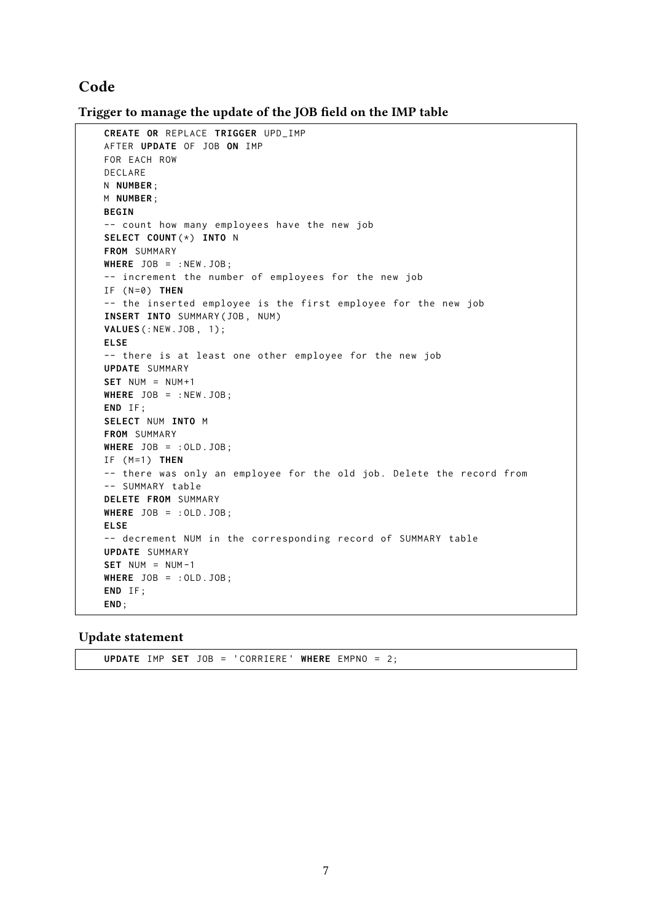## Code

### Trigger to manage the update of the JOB field on the IMP table

```
CREATE OR REPLACE TRIGGER UPD_IMP
AFTER UPDATE OF JOB ON IMP
FOR EACH ROW
DECLARE
N NUMBER;
M NUMBER;
BEGIN
-- count how many employees have the new job
SELECT COUNT(*) INTO N
FROM SUMMARY
WHERE JOB = :NEW.JOB;
-- increment the number of employees for the new job
IF (N=0) THEN
-- the inserted employee is the first employee for the new job
INSERT INTO SUMMARY(JOB, NUM)
VALUES(:NEW.JOB, 1);
ELSE
-- there is at least one other employee for the new job
UPDATE SUMMARY
SET NUM = NUM+1
WHERE JOB = :NEW.JOB;
END IF;
SELECT NUM INTO M
FROM SUMMARY
WHERE JOB = :OLD.JOB;
IF (M=1) THEN
-- there was only an employee for the old job. Delete the record from
-- SUMMARY table
DELETE FROM SUMMARY
WHERE JOB = :OLD.JOB;
ELSE
-- decrement NUM in the corresponding record of SUMMARY table
UPDATE SUMMARY
SET NUM = NUM-1
WHERE JOB = :OLD.JOB;
END IF;
END;
```

### Update statement

```
UPDATE IMP SET JOB = 'CORRIERE' WHERE EMPNO = 2;
```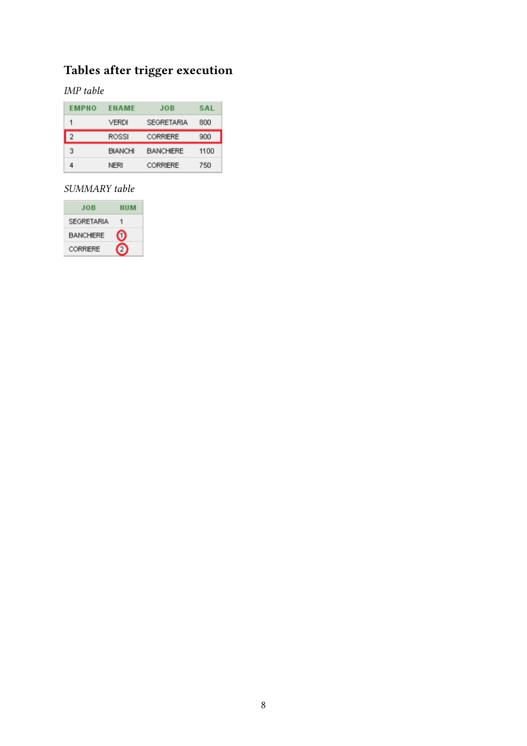## Tables after trigger execution

*IMP table*

| EMPNO | ENAME | JOB | SAL |
|---|---|---|---|
| 1 | VERDI | SEGRETARIA | 800 |
| 2 | ROSSI | CORRIERE | 900 |
| 3 | BIANCHI | BANCHIERE | 1100 |
| 4 | NERI | CORRIERE | 750 |

*SUMMARY table*

| JOB | NUM |
|---|---|
| SEGRETARIA | 1 |
| BANCHIERE | 1 |
| CORRIERE | 2 |